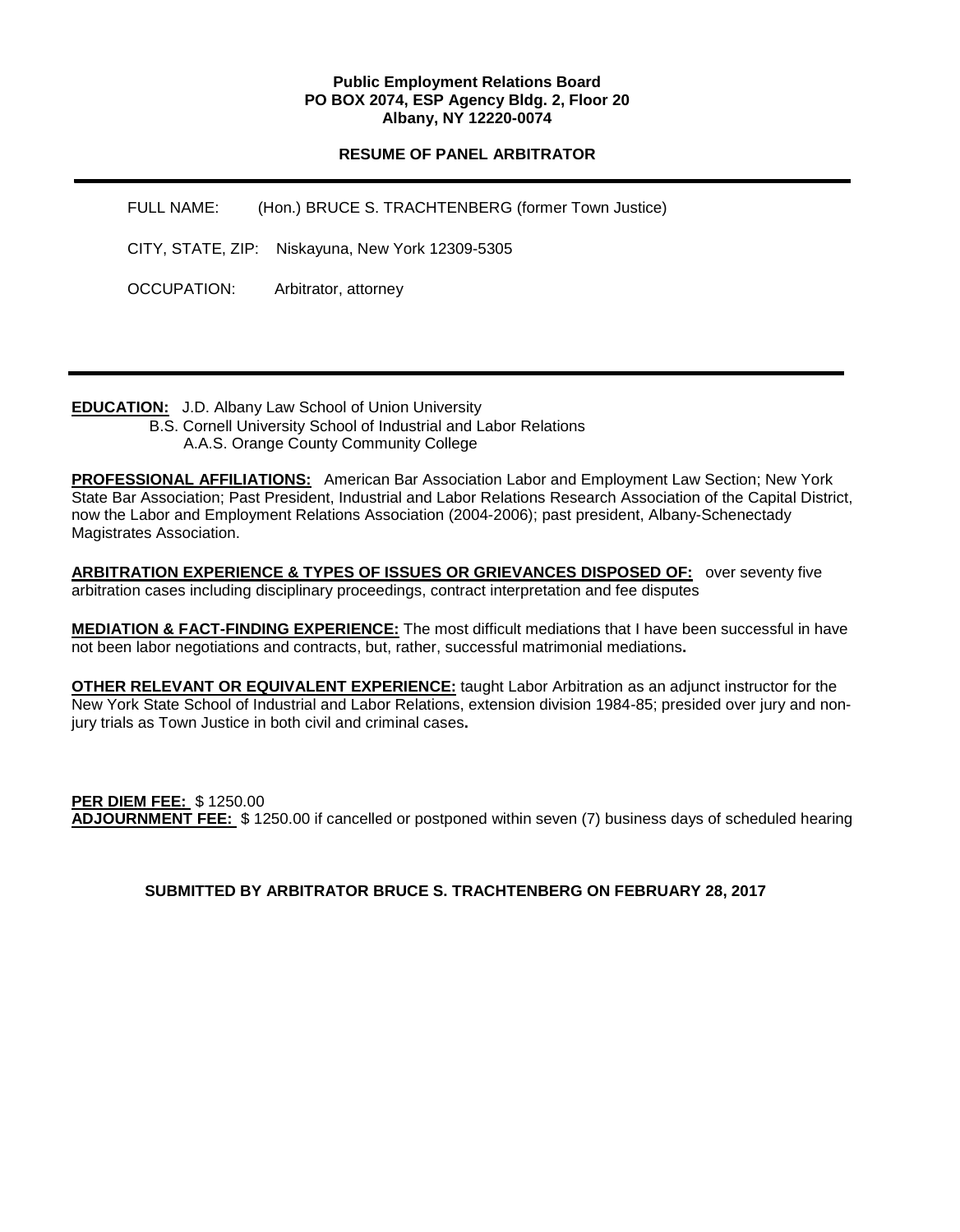**Public Employment Relations Board**
**PO BOX 2074, ESP Agency Bldg. 2, Floor 20**
**Albany, NY 12220-0074**

**RESUME OF PANEL ARBITRATOR**

---

FULL NAME: (Hon.) BRUCE S. TRACHTENBERG (former Town Justice)

CITY, STATE, ZIP: Niskayuna, New York 12309-5305

OCCUPATION: Arbitrator, attorney

---

**EDUCATION:** J.D. Albany Law School of Union University
B.S. Cornell University School of Industrial and Labor Relations
A.A.S. Orange County Community College

**PROFESSIONAL AFFILIATIONS:** American Bar Association Labor and Employment Law Section; New York State Bar Association; Past President, Industrial and Labor Relations Research Association of the Capital District, now the Labor and Employment Relations Association (2004-2006); past president, Albany-Schenectady Magistrates Association.

**ARBITRATION EXPERIENCE & TYPES OF ISSUES OR GRIEVANCES DISPOSED OF:** over seventy five arbitration cases including disciplinary proceedings, contract interpretation and fee disputes

**MEDIATION & FACT-FINDING EXPERIENCE:** The most difficult mediations that I have been successful in have not been labor negotiations and contracts, but, rather, successful matrimonial mediations**.**

**OTHER RELEVANT OR EQUIVALENT EXPERIENCE:** taught Labor Arbitration as an adjunct instructor for the New York State School of Industrial and Labor Relations, extension division 1984-85; presided over jury and non-jury trials as Town Justice in both civil and criminal cases**.**

**PER DIEM FEE:** $ 1250.00
**ADJOURNMENT FEE:** $ 1250.00 if cancelled or postponed within seven (7) business days of scheduled hearing

**SUBMITTED BY ARBITRATOR BRUCE S. TRACHTENBERG ON FEBRUARY 28, 2017**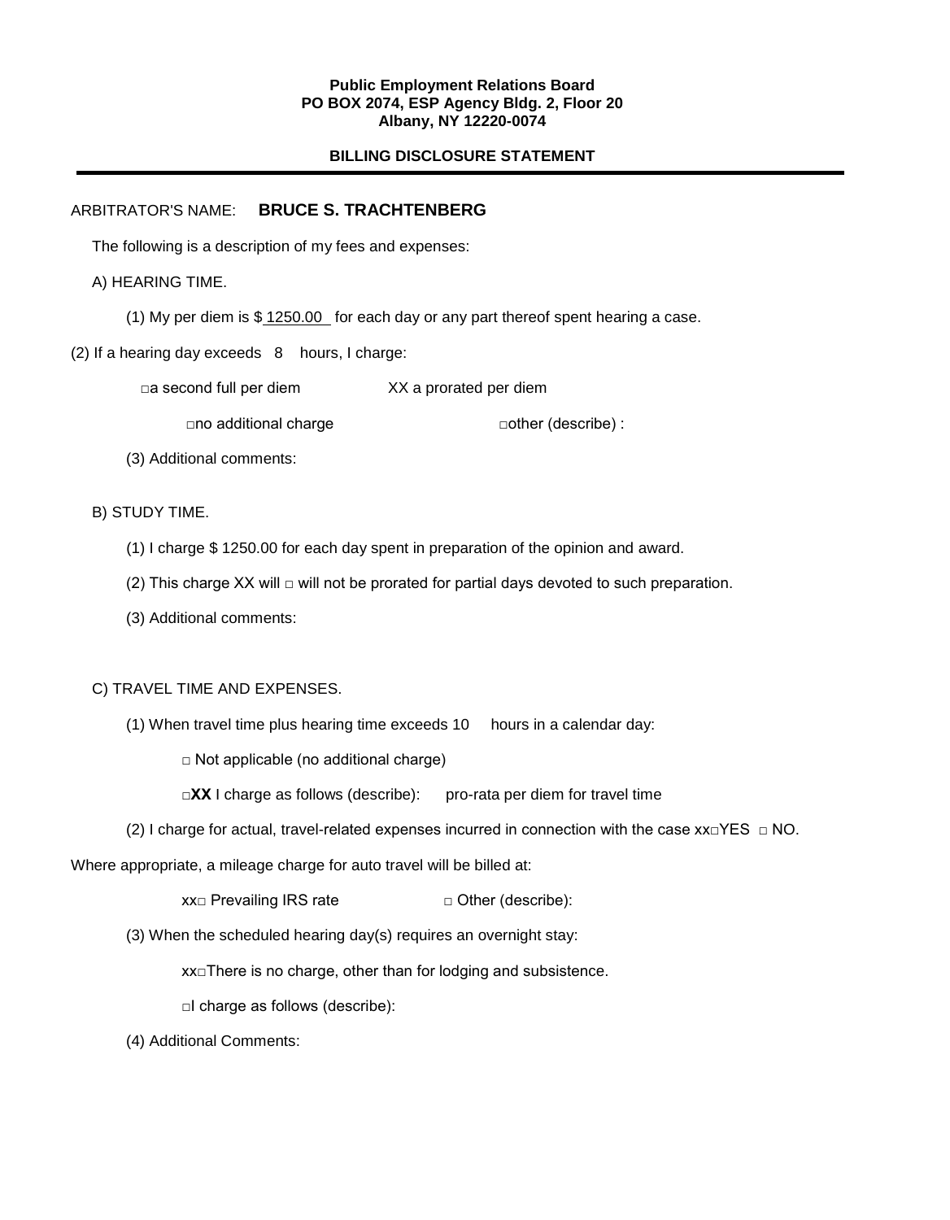**Public Employment Relations Board**
**PO BOX 2074, ESP Agency Bldg. 2, Floor 20**
**Albany, NY 12220-0074**

**BILLING DISCLOSURE STATEMENT**

---

ARBITRATOR'S NAME: **BRUCE S. TRACHTENBERG**

The following is a description of my fees and expenses:

A) HEARING TIME.

(1) My per diem is $ 1250.00 for each day or any part thereof spent hearing a case.

(2) If a hearing day exceeds 8 hours, I charge:

□a second full per diem XX a prorated per diem

□no additional charge □other (describe) :

(3) Additional comments:

B) STUDY TIME.

(1) I charge $ 1250.00 for each day spent in preparation of the opinion and award.

(2) This charge XX will □ will not be prorated for partial days devoted to such preparation.

(3) Additional comments:

C) TRAVEL TIME AND EXPENSES.

(1) When travel time plus hearing time exceeds 10 hours in a calendar day:

□ Not applicable (no additional charge)

□**XX** I charge as follows (describe): pro-rata per diem for travel time

(2) I charge for actual, travel-related expenses incurred in connection with the case xx□YES □ NO.

Where appropriate, a mileage charge for auto travel will be billed at:

xx□ Prevailing IRS rate □ Other (describe):

(3) When the scheduled hearing day(s) requires an overnight stay:

xx□There is no charge, other than for lodging and subsistence.

□I charge as follows (describe):

(4) Additional Comments: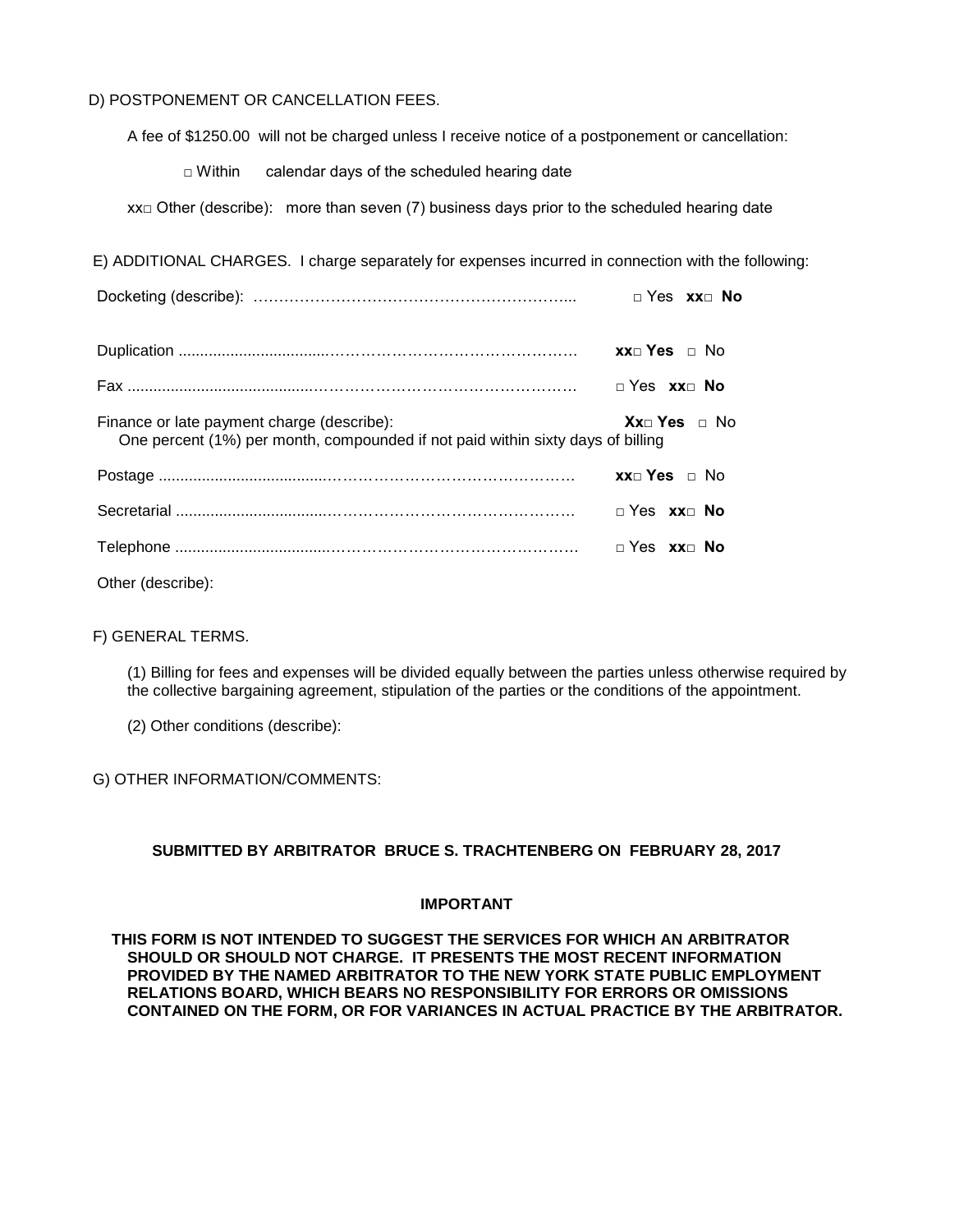D) POSTPONEMENT OR CANCELLATION FEES.

A fee of $1250.00 will not be charged unless I receive notice of a postponement or cancellation:

□ Within calendar days of the scheduled hearing date

xx□ Other (describe): more than seven (7) business days prior to the scheduled hearing date

E) ADDITIONAL CHARGES. I charge separately for expenses incurred in connection with the following:

| | |
|---|---|
| Docketing (describe): ……………………………………………………... | □ Yes **xx□ No** |
| Duplication ...................................…………………………………………. | **xx□ Yes** □ No |
| Fax ...........................................…………………………………………. | □ Yes **xx□ No** |
| Finance or late payment charge (describe): One percent (1%) per month, compounded if not paid within sixty days of billing | **Xx□ Yes** □ No |
| Postage .......................................………………………………………… | **xx□ Yes** □ No |
| Secretarial ..................................………………………………………… | □ Yes **xx□ No** |
| Telephone ...................................…………………………………………. | □ Yes **xx□ No** |

Other (describe):

F) GENERAL TERMS.

(1) Billing for fees and expenses will be divided equally between the parties unless otherwise required by the collective bargaining agreement, stipulation of the parties or the conditions of the appointment.

(2) Other conditions (describe):

G) OTHER INFORMATION/COMMENTS:

**SUBMITTED BY ARBITRATOR BRUCE S. TRACHTENBERG ON FEBRUARY 28, 2017**

**IMPORTANT**

**THIS FORM IS NOT INTENDED TO SUGGEST THE SERVICES FOR WHICH AN ARBITRATOR SHOULD OR SHOULD NOT CHARGE. IT PRESENTS THE MOST RECENT INFORMATION PROVIDED BY THE NAMED ARBITRATOR TO THE NEW YORK STATE PUBLIC EMPLOYMENT RELATIONS BOARD, WHICH BEARS NO RESPONSIBILITY FOR ERRORS OR OMISSIONS CONTAINED ON THE FORM, OR FOR VARIANCES IN ACTUAL PRACTICE BY THE ARBITRATOR.**